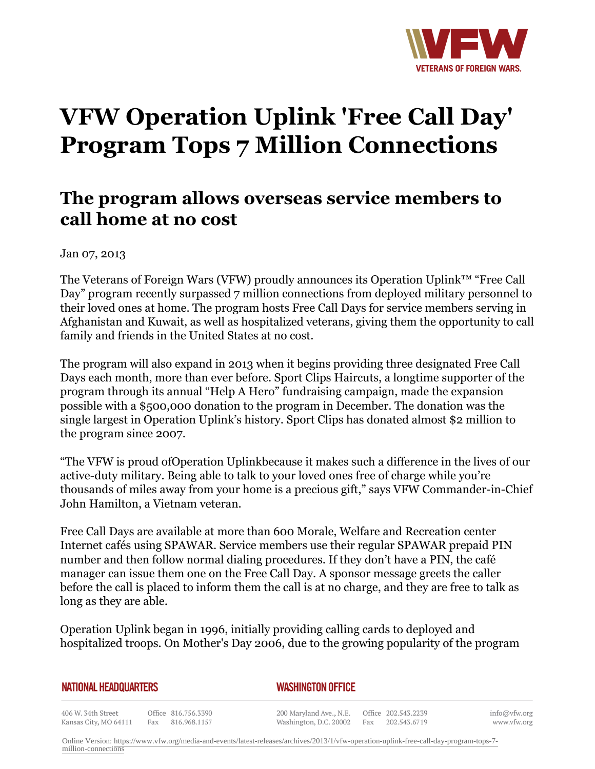# VFW Operation Uplink 'Free Call Day' Program Tops 7 Million Connections

## The program allows overseas service members to call home at no cost

Jan 07, 2013

The Veterans of Foreign Wars (VFW) proudly announces its Operation Uplink™ "Free Call Day" program recently surpassed 7 million connections from deployed military personnel to their loved ones at home. The program hosts Free Call Days for service members serving in Afghanistan and Kuwait, as well as hospitalized veterans, giving them the opportunity to call family and friends in the United States at no cost.

The program will also expand in 2013 when it begins providing three designated Free Call Days each month, more than ever before. Sport Clips Haircuts, a longtime supporter of the program through its annual "Help A Hero" fundraising campaign, made the expansion possible with a $500,000 donation to the program in December. The donation was the single largest in Operation Uplink's history. Sport Clips has donated almost $2 million to the program since 2007.

"The VFW is proud ofOperation Uplinkbecause it makes such a difference in the lives of our active-duty military. Being able to talk to your loved ones free of charge while you're thousands of miles away from your home is a precious gift," says VFW Commander-in-Chief John Hamilton, a Vietnam veteran.

Free Call Days are available at more than 600 Morale, Welfare and Recreation center Internet cafés using SPAWAR. Service members use their regular SPAWAR prepaid PIN number and then follow normal dialing procedures. If they don't have a PIN, the café manager can issue them one on the Free Call Day. A sponsor message greets the caller before the call is placed to inform them the call is at no charge, and they are free to talk as long as they are able.

Operation Uplink began in 1996, initially providing calling cards to deployed and hospitalized troops. On Mother's Day 2006, due to the growing popularity of the program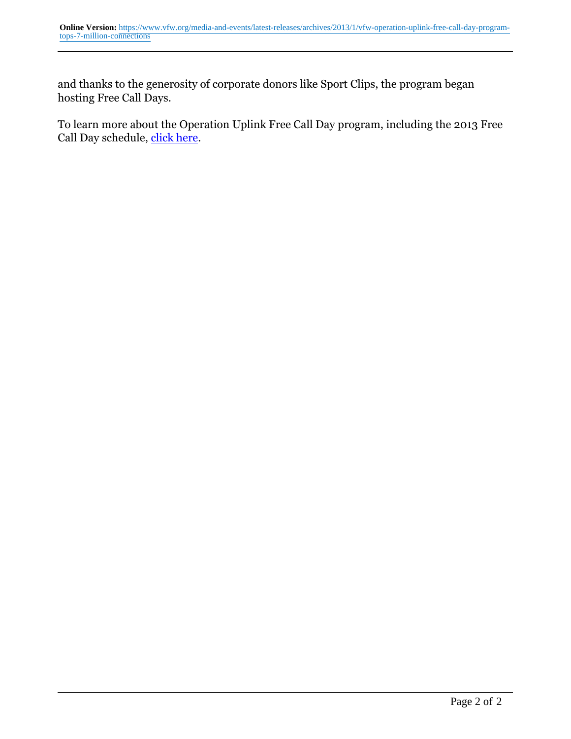and thanks to the generosity of corporate donors like Sport Clips, the program began hosting Free Call Days.

To learn more about the Operation Uplink Free Call Day program, including the 2013 Free Call Day schedule, click here.